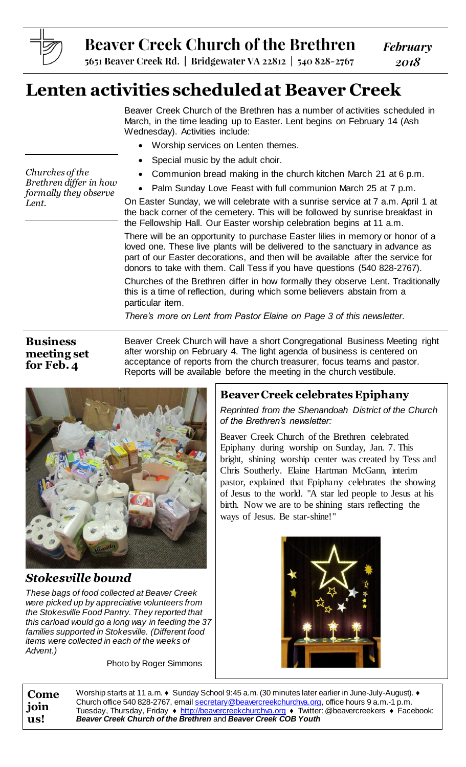# Beaver Creek Church of the Brethren

5651 Beaver Creek Rd. | Bridgewater VA 22812 | 540 828-2767

*February 2018*

## Lenten activities scheduled at Beaver Creek

*Churches of the Brethren differ in how formally they observe Lent.*

Beaver Creek Church of the Brethren has a number of activities scheduled in March, in the time leading up to Easter. Lent begins on February 14 (Ash Wednesday). Activities include:

- Worship services on Lenten themes.
- Special music by the adult choir.
- Communion bread making in the church kitchen March 21 at 6 p.m.
- Palm Sunday Love Feast with full communion March 25 at 7 p.m.

On Easter Sunday, we will celebrate with a sunrise service at 7 a.m. April 1 at the back corner of the cemetery. This will be followed by sunrise breakfast in the Fellowship Hall. Our Easter worship celebration begins at 11 a.m.

There will be an opportunity to purchase Easter lilies in memory or honor of a loved one. These live plants will be delivered to the sanctuary in advance as part of our Easter decorations, and then will be available after the service for donors to take with them. Call Tess if you have questions (540 828-2767).

Churches of the Brethren differ in how formally they observe Lent. Traditionally this is a time of reflection, during which some believers abstain from a particular item.

*There's more on Lent from Pastor Elaine on Page 3 of this newsletter.*

## Business meeting set for Feb. 4

Beaver Creek Church will have a short Congregational Business Meeting right after worship on February 4. The light agenda of business is centered on acceptance of reports from the church treasurer, focus teams and pastor. Reports will be available before the meeting in the church vestibule.

### *Stokesville bound*

*These bags of food collected at Beaver Creek were picked up by appreciative volunteers from the Stokesville Food Pantry. They reported that this carload would go a long way in feeding the 37 families supported in Stokesville. (Different food items were collected in each of the weeks of Advent.)*

Photo by Roger Simmons

### Beaver Creek celebrates Epiphany

*Reprinted from the Shenandoah District of the Church of the Brethren's newsletter:*

Beaver Creek Church of the Brethren celebrated Epiphany during worship on Sunday, Jan. 7. This bright, shining worship center was created by Tess and Chris Southerly. Elaine Hartman McGann, interim pastor, explained that Epiphany celebrates the showing of Jesus to the world. "A star led people to Jesus at his birth. Now we are to be shining stars reflecting the ways of Jesus. Be star-shine!"

**Come join us!**

Worship starts at 11 a.m. ♦ Sunday School 9:45 a.m. (30 minutes later earlier in June-July-August). ♦ Church office 540 828-2767, email secretary@beavercreekchurchva.org, office hours 9 a.m.-1 p.m. Tuesday, Thursday, Friday ♦ http://beavercreekchurchva.org ♦ Twitter: @beavercreekers ♦ Facebook: ***Beaver Creek Church of the Brethren*** and ***Beaver Creek COB Youth***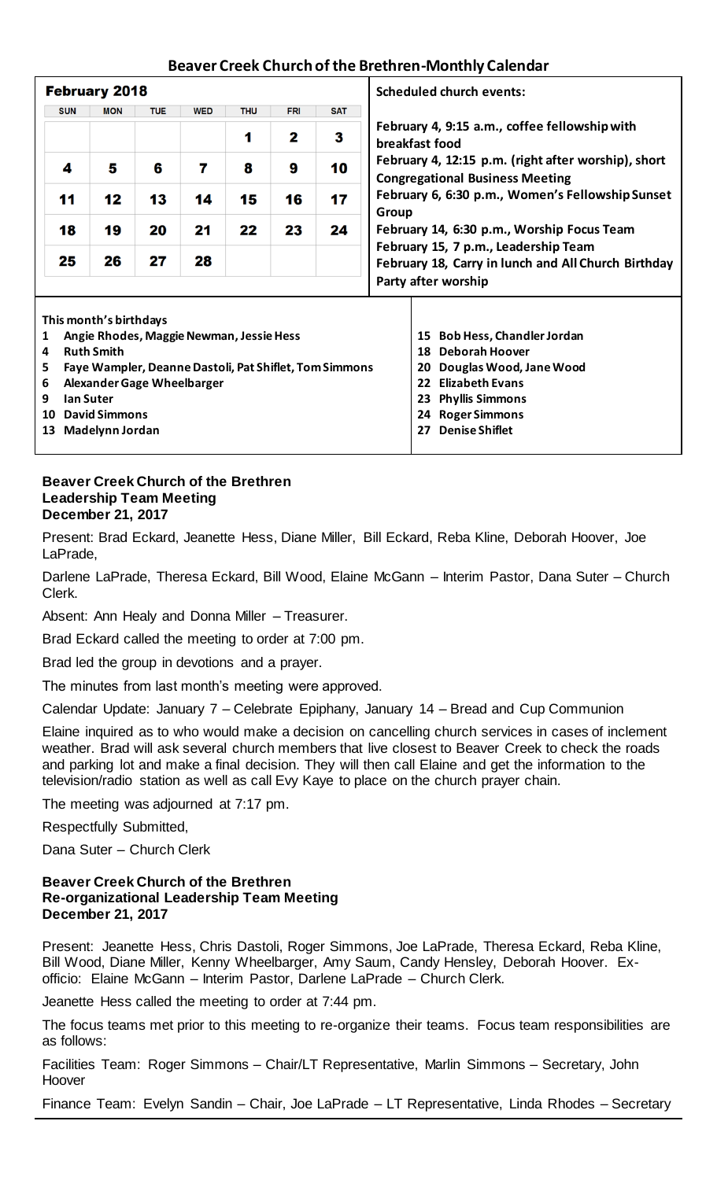## Beaver Creek Church of the Brethren-Monthly Calendar

**February 2018**

| SUN | MON | TUE | WED | THU | FRI | SAT |
|---|---|---|---|---|---|---|
| | | | | 1 | 2 | 3 |
| 4 | 5 | 6 | 7 | 8 | 9 | 10 |
| 11 | 12 | 13 | 14 | 15 | 16 | 17 |
| 18 | 19 | 20 | 21 | 22 | 23 | 24 |
| 25 | 26 | 27 | 28 | | | |

**Scheduled church events:**

**February 4, 9:15 a.m., coffee fellowship with breakfast food**

**February 4, 12:15 p.m. (right after worship), short Congregational Business Meeting**

**February 6, 6:30 p.m., Women's Fellowship Sunset Group**

**February 14, 6:30 p.m., Worship Focus Team**

**February 15, 7 p.m., Leadership Team**

**February 18, Carry in lunch and All Church Birthday Party after worship**

**This month's birthdays**

- **1 Angie Rhodes, Maggie Newman, Jessie Hess**
- **4 Ruth Smith**
- **5 Faye Wampler, Deanne Dastoli, Pat Shiflet, Tom Simmons**
- **6 Alexander Gage Wheelbarger**
- **9 Ian Suter**
- **10 David Simmons**
- **13 Madelynn Jordan**
- **15 Bob Hess, Chandler Jordan**
- **18 Deborah Hoover**
- **20 Douglas Wood, Jane Wood**
- **22 Elizabeth Evans**
- **23 Phyllis Simmons**
- **24 Roger Simmons**
- **27 Denise Shiflet**

**Beaver Creek Church of the Brethren**
**Leadership Team Meeting**
**December 21, 2017**

Present: Brad Eckard, Jeanette Hess, Diane Miller, Bill Eckard, Reba Kline, Deborah Hoover, Joe LaPrade,

Darlene LaPrade, Theresa Eckard, Bill Wood, Elaine McGann – Interim Pastor, Dana Suter – Church Clerk.

Absent: Ann Healy and Donna Miller – Treasurer.

Brad Eckard called the meeting to order at 7:00 pm.

Brad led the group in devotions and a prayer.

The minutes from last month's meeting were approved.

Calendar Update: January 7 – Celebrate Epiphany, January 14 – Bread and Cup Communion

Elaine inquired as to who would make a decision on cancelling church services in cases of inclement weather. Brad will ask several church members that live closest to Beaver Creek to check the roads and parking lot and make a final decision. They will then call Elaine and get the information to the television/radio station as well as call Evy Kaye to place on the church prayer chain.

The meeting was adjourned at 7:17 pm.

Respectfully Submitted,

Dana Suter – Church Clerk

**Beaver Creek Church of the Brethren**
**Re-organizational Leadership Team Meeting**
**December 21, 2017**

Present: Jeanette Hess, Chris Dastoli, Roger Simmons, Joe LaPrade, Theresa Eckard, Reba Kline, Bill Wood, Diane Miller, Kenny Wheelbarger, Amy Saum, Candy Hensley, Deborah Hoover. Ex-officio: Elaine McGann – Interim Pastor, Darlene LaPrade – Church Clerk.

Jeanette Hess called the meeting to order at 7:44 pm.

The focus teams met prior to this meeting to re-organize their teams. Focus team responsibilities are as follows:

Facilities Team: Roger Simmons – Chair/LT Representative, Marlin Simmons – Secretary, John Hoover

Finance Team: Evelyn Sandin – Chair, Joe LaPrade – LT Representative, Linda Rhodes – Secretary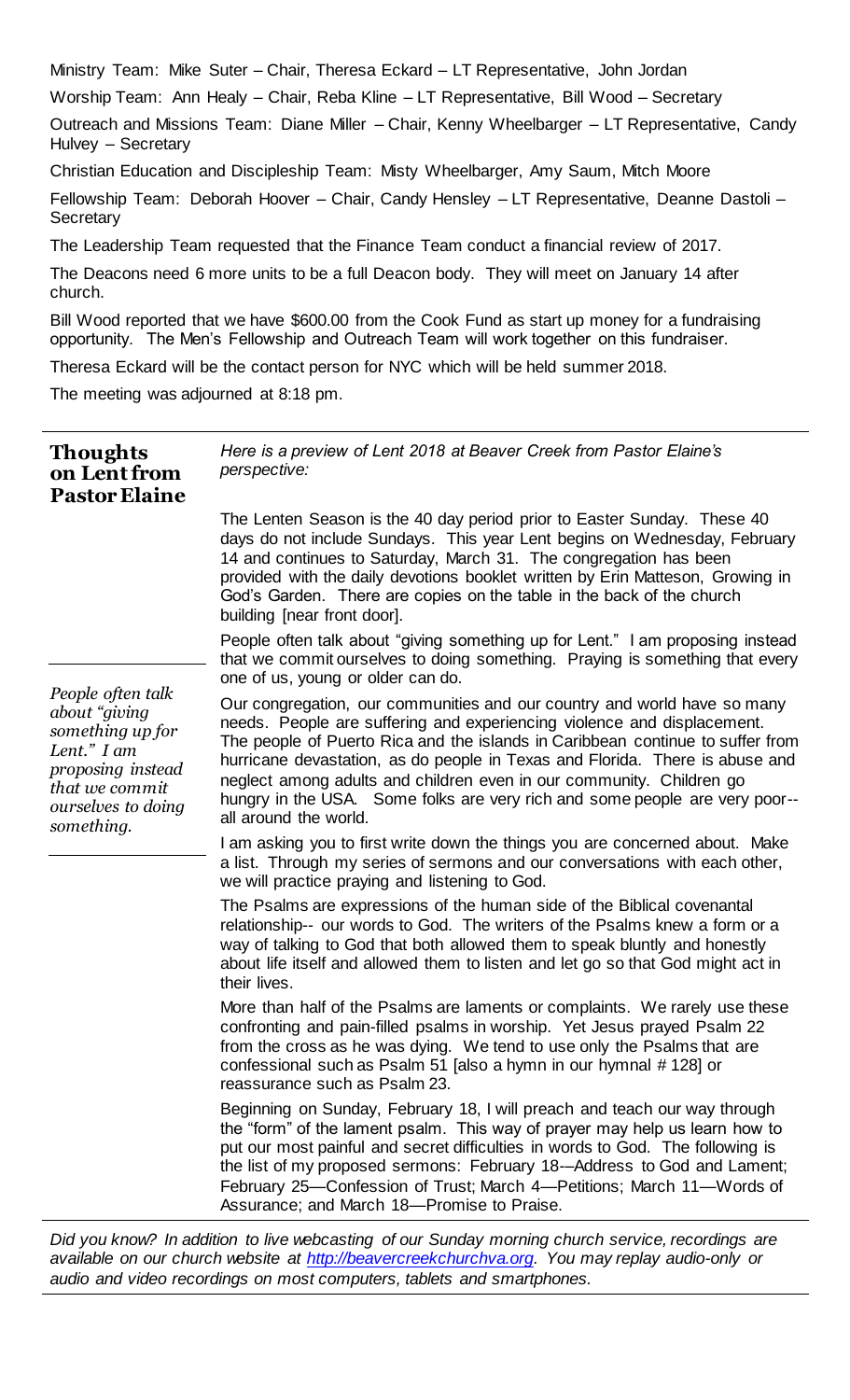Ministry Team: Mike Suter – Chair, Theresa Eckard – LT Representative, John Jordan

Worship Team: Ann Healy – Chair, Reba Kline – LT Representative, Bill Wood – Secretary

Outreach and Missions Team: Diane Miller – Chair, Kenny Wheelbarger – LT Representative, Candy Hulvey – Secretary

Christian Education and Discipleship Team: Misty Wheelbarger, Amy Saum, Mitch Moore

Fellowship Team: Deborah Hoover – Chair, Candy Hensley – LT Representative, Deanne Dastoli – Secretary

The Leadership Team requested that the Finance Team conduct a financial review of 2017.

The Deacons need 6 more units to be a full Deacon body. They will meet on January 14 after church.

Bill Wood reported that we have $600.00 from the Cook Fund as start up money for a fundraising opportunity. The Men's Fellowship and Outreach Team will work together on this fundraiser.

Theresa Eckard will be the contact person for NYC which will be held summer 2018.

The meeting was adjourned at 8:18 pm.

---

## Thoughts on Lent from Pastor Elaine

*Here is a preview of Lent 2018 at Beaver Creek from Pastor Elaine's perspective:*

The Lenten Season is the 40 day period prior to Easter Sunday. These 40 days do not include Sundays. This year Lent begins on Wednesday, February 14 and continues to Saturday, March 31. The congregation has been provided with the daily devotions booklet written by Erin Matteson, Growing in God's Garden. There are copies on the table in the back of the church building [near front door].

People often talk about "giving something up for Lent." I am proposing instead that we commit ourselves to doing something. Praying is something that every one of us, young or older can do.

*People often talk about "giving something up for Lent." I am proposing instead that we commit ourselves to doing something.*

Our congregation, our communities and our country and world have so many needs. People are suffering and experiencing violence and displacement. The people of Puerto Rica and the islands in Caribbean continue to suffer from hurricane devastation, as do people in Texas and Florida. There is abuse and neglect among adults and children even in our community. Children go hungry in the USA. Some folks are very rich and some people are very poor--all around the world.

I am asking you to first write down the things you are concerned about. Make a list. Through my series of sermons and our conversations with each other, we will practice praying and listening to God.

The Psalms are expressions of the human side of the Biblical covenantal relationship-- our words to God. The writers of the Psalms knew a form or a way of talking to God that both allowed them to speak bluntly and honestly about life itself and allowed them to listen and let go so that God might act in their lives.

More than half of the Psalms are laments or complaints. We rarely use these confronting and pain-filled psalms in worship. Yet Jesus prayed Psalm 22 from the cross as he was dying. We tend to use only the Psalms that are confessional such as Psalm 51 [also a hymn in our hymnal # 128] or reassurance such as Psalm 23.

Beginning on Sunday, February 18, I will preach and teach our way through the "form" of the lament psalm. This way of prayer may help us learn how to put our most painful and secret difficulties in words to God. The following is the list of my proposed sermons: February 18-–Address to God and Lament; February 25—Confession of Trust; March 4—Petitions; March 11—Words of Assurance; and March 18—Promise to Praise.

---

*Did you know? In addition to live webcasting of our Sunday morning church service, recordings are available on our church website at [http://beavercreekchurchva.org](http://beavercreekchurchva.org). You may replay audio-only or audio and video recordings on most computers, tablets and smartphones.*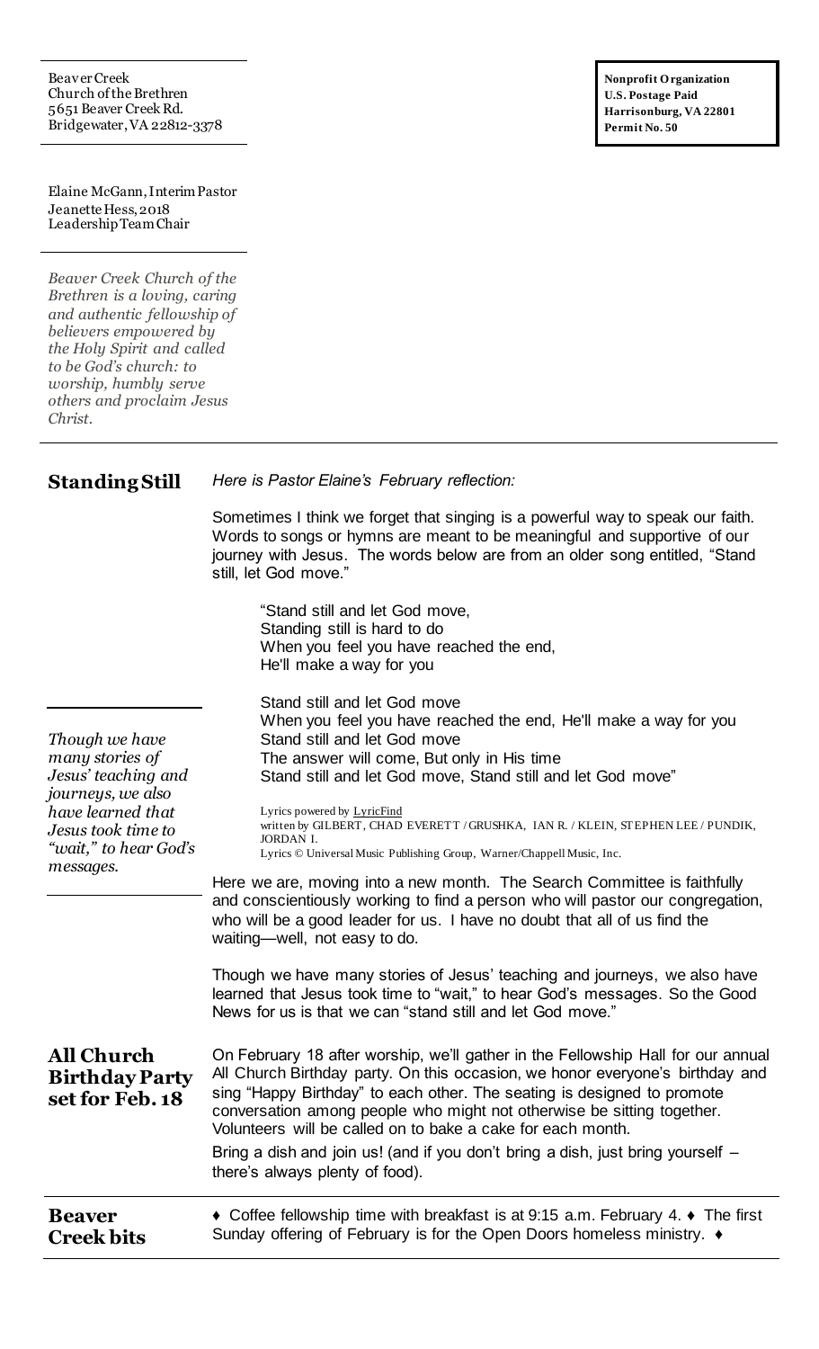Beaver Creek
Church of the Brethren
5651 Beaver Creek Rd.
Bridgewater, VA 22812-3378

**Nonprofit Organization**
**U.S. Postage Paid**
**Harrisonburg, VA 22801**
**Permit No. 50**

Elaine McGann, Interim Pastor
Jeanette Hess, 2018 Leadership Team Chair

*Beaver Creek Church of the Brethren is a loving, caring and authentic fellowship of believers empowered by the Holy Spirit and called to be God's church: to worship, humbly serve others and proclaim Jesus Christ.*

## Standing Still

*Here is Pastor Elaine's February reflection:*

Sometimes I think we forget that singing is a powerful way to speak our faith. Words to songs or hymns are meant to be meaningful and supportive of our journey with Jesus. The words below are from an older song entitled, "Stand still, let God move."

> "Stand still and let God move,
> Standing still is hard to do
> When you feel you have reached the end,
> He'll make a way for you
>
> Stand still and let God move
> When you feel you have reached the end, He'll make a way for you
> Stand still and let God move
> The answer will come, But only in His time
> Stand still and let God move, Stand still and let God move"
>
> Lyrics powered by LyricFind
> written by GILBERT, CHAD EVERETT / GRUSHKA, IAN R. / KLEIN, STEPHEN LEE / PUNDIK, JORDAN I.
> Lyrics © Universal Music Publishing Group, Warner/Chappell Music, Inc.

*Though we have many stories of Jesus' teaching and journeys, we also have learned that Jesus took time to "wait," to hear God's messages.*

Here we are, moving into a new month. The Search Committee is faithfully and conscientiously working to find a person who will pastor our congregation, who will be a good leader for us. I have no doubt that all of us find the waiting—well, not easy to do.

Though we have many stories of Jesus' teaching and journeys, we also have learned that Jesus took time to "wait," to hear God's messages. So the Good News for us is that we can "stand still and let God move."

## All Church Birthday Party set for Feb. 18

On February 18 after worship, we'll gather in the Fellowship Hall for our annual All Church Birthday party. On this occasion, we honor everyone's birthday and sing "Happy Birthday" to each other. The seating is designed to promote conversation among people who might not otherwise be sitting together. Volunteers will be called on to bake a cake for each month.

Bring a dish and join us! (and if you don't bring a dish, just bring yourself – there's always plenty of food).

## Beaver Creek bits

♦ Coffee fellowship time with breakfast is at 9:15 a.m. February 4. ♦ The first Sunday offering of February is for the Open Doors homeless ministry. ♦